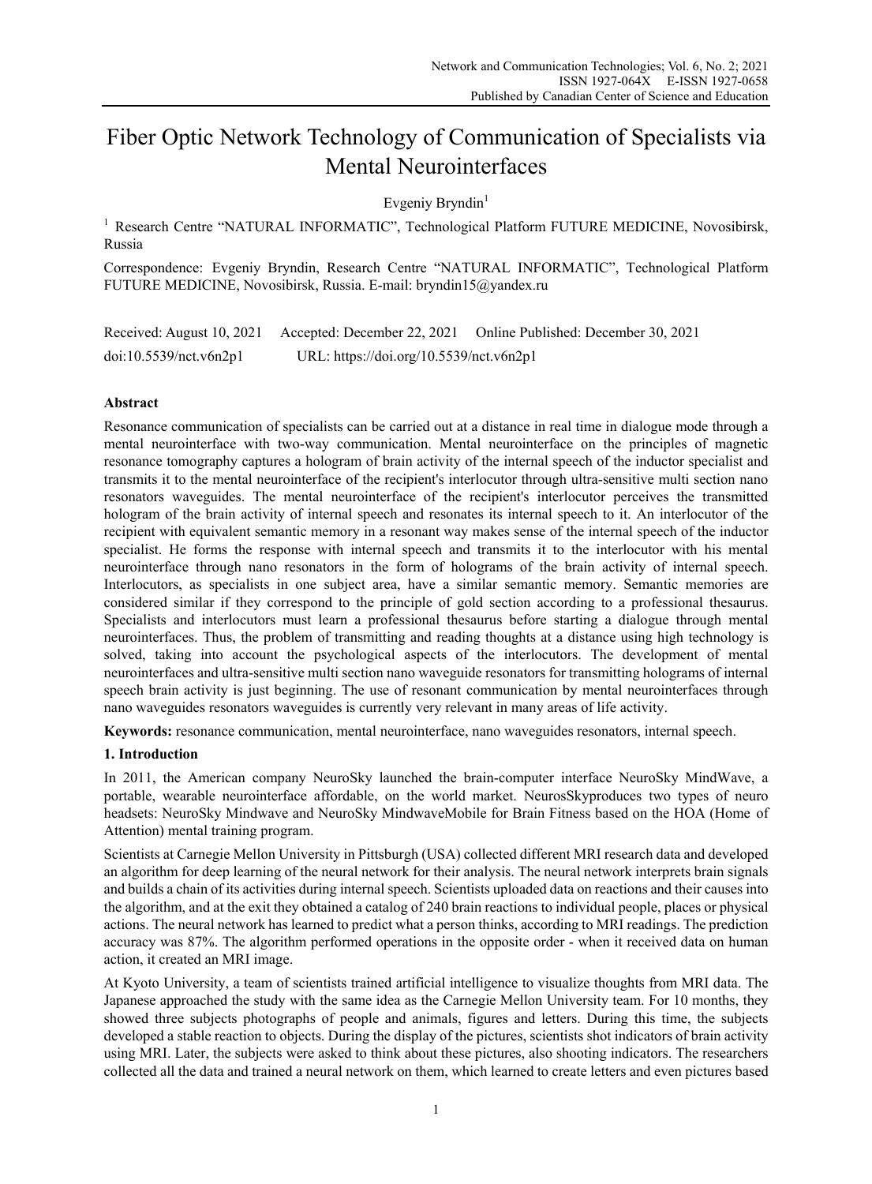# Fiber Optic Network Technology of Communication of Specialists via Mental Neurointerfaces

Evgeniy Bryndin[1]

[1] Research Centre "NATURAL INFORMATIC", Technological Platform FUTURE MEDICINE, Novosibirsk, Russia

Correspondence: Evgeniy Bryndin, Research Centre "NATURAL INFORMATIC", Technological Platform FUTURE MEDICINE, Novosibirsk, Russia. E-mail: bryndin15@yandex.ru

Received: August 10, 2021 Accepted: December 22, 2021 Online Published: December 30, 2021

doi:10.5539/nct.v6n2p1 URL: https://doi.org/10.5539/nct.v6n2p1

## Abstract

Resonance communication of specialists can be carried out at a distance in real time in dialogue mode through a mental neurointerface with two-way communication. Mental neurointerface on the principles of magnetic resonance tomography captures a hologram of brain activity of the internal speech of the inductor specialist and transmits it to the mental neurointerface of the recipient's interlocutor through ultra-sensitive multi section nano resonators waveguides. The mental neurointerface of the recipient's interlocutor perceives the transmitted hologram of the brain activity of internal speech and resonates its internal speech to it. An interlocutor of the recipient with equivalent semantic memory in a resonant way makes sense of the internal speech of the inductor specialist. He forms the response with internal speech and transmits it to the interlocutor with his mental neurointerface through nano resonators in the form of holograms of the brain activity of internal speech. Interlocutors, as specialists in one subject area, have a similar semantic memory. Semantic memories are considered similar if they correspond to the principle of gold section according to a professional thesaurus. Specialists and interlocutors must learn a professional thesaurus before starting a dialogue through mental neurointerfaces. Thus, the problem of transmitting and reading thoughts at a distance using high technology is solved, taking into account the psychological aspects of the interlocutors. The development of mental neurointerfaces and ultra-sensitive multi section nano waveguide resonators for transmitting holograms of internal speech brain activity is just beginning. The use of resonant communication by mental neurointerfaces through nano waveguides resonators waveguides is currently very relevant in many areas of life activity.

**Keywords:** resonance communication, mental neurointerface, nano waveguides resonators, internal speech.

## 1. Introduction

In 2011, the American company NeuroSky launched the brain-computer interface NeuroSky MindWave, a portable, wearable neurointerface affordable, on the world market. NeurosSkyproduces two types of neuro headsets: NeuroSky Mindwave and NeuroSky MindwaveMobile for Brain Fitness based on the HOA (Home of Attention) mental training program.

Scientists at Carnegie Mellon University in Pittsburgh (USA) collected different MRI research data and developed an algorithm for deep learning of the neural network for their analysis. The neural network interprets brain signals and builds a chain of its activities during internal speech. Scientists uploaded data on reactions and their causes into the algorithm, and at the exit they obtained a catalog of 240 brain reactions to individual people, places or physical actions. The neural network has learned to predict what a person thinks, according to MRI readings. The prediction accuracy was 87%. The algorithm performed operations in the opposite order - when it received data on human action, it created an MRI image.

At Kyoto University, a team of scientists trained artificial intelligence to visualize thoughts from MRI data. The Japanese approached the study with the same idea as the Carnegie Mellon University team. For 10 months, they showed three subjects photographs of people and animals, figures and letters. During this time, the subjects developed a stable reaction to objects. During the display of the pictures, scientists shot indicators of brain activity using MRI. Later, the subjects were asked to think about these pictures, also shooting indicators. The researchers collected all the data and trained a neural network on them, which learned to create letters and even pictures based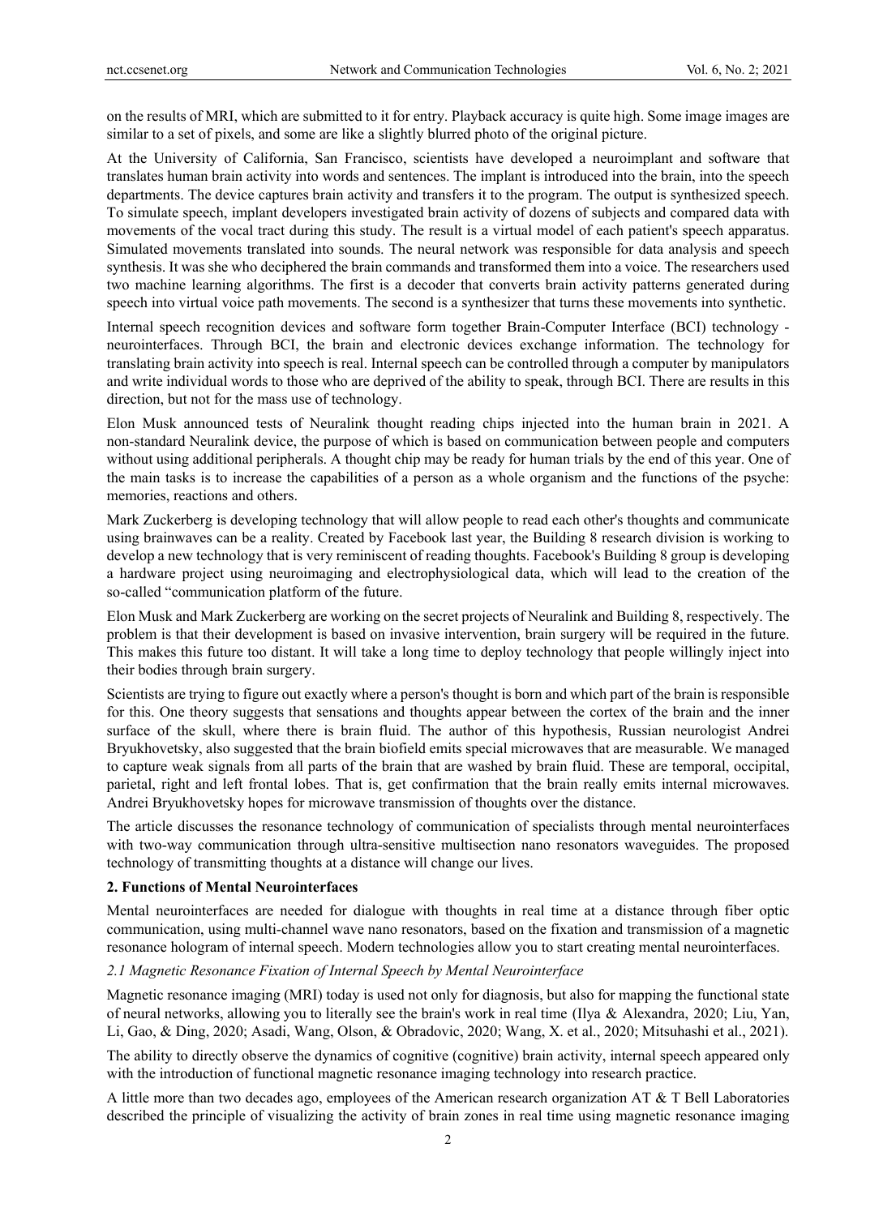on the results of MRI, which are submitted to it for entry. Playback accuracy is quite high. Some image images are similar to a set of pixels, and some are like a slightly blurred photo of the original picture.

At the University of California, San Francisco, scientists have developed a neuroimplant and software that translates human brain activity into words and sentences. The implant is introduced into the brain, into the speech departments. The device captures brain activity and transfers it to the program. The output is synthesized speech. To simulate speech, implant developers investigated brain activity of dozens of subjects and compared data with movements of the vocal tract during this study. The result is a virtual model of each patient's speech apparatus. Simulated movements translated into sounds. The neural network was responsible for data analysis and speech synthesis. It was she who deciphered the brain commands and transformed them into a voice. The researchers used two machine learning algorithms. The first is a decoder that converts brain activity patterns generated during speech into virtual voice path movements. The second is a synthesizer that turns these movements into synthetic.

Internal speech recognition devices and software form together Brain-Computer Interface (BCI) technology - neurointerfaces. Through BCI, the brain and electronic devices exchange information. The technology for translating brain activity into speech is real. Internal speech can be controlled through a computer by manipulators and write individual words to those who are deprived of the ability to speak, through BCI. There are results in this direction, but not for the mass use of technology.

Elon Musk announced tests of Neuralink thought reading chips injected into the human brain in 2021. A non-standard Neuralink device, the purpose of which is based on communication between people and computers without using additional peripherals. A thought chip may be ready for human trials by the end of this year. One of the main tasks is to increase the capabilities of a person as a whole organism and the functions of the psyche: memories, reactions and others.

Mark Zuckerberg is developing technology that will allow people to read each other's thoughts and communicate using brainwaves can be a reality. Created by Facebook last year, the Building 8 research division is working to develop a new technology that is very reminiscent of reading thoughts. Facebook's Building 8 group is developing a hardware project using neuroimaging and electrophysiological data, which will lead to the creation of the so-called "communication platform of the future.

Elon Musk and Mark Zuckerberg are working on the secret projects of Neuralink and Building 8, respectively. The problem is that their development is based on invasive intervention, brain surgery will be required in the future. This makes this future too distant. It will take a long time to deploy technology that people willingly inject into their bodies through brain surgery.

Scientists are trying to figure out exactly where a person's thought is born and which part of the brain is responsible for this. One theory suggests that sensations and thoughts appear between the cortex of the brain and the inner surface of the skull, where there is brain fluid. The author of this hypothesis, Russian neurologist Andrei Bryukhovetsky, also suggested that the brain biofield emits special microwaves that are measurable. We managed to capture weak signals from all parts of the brain that are washed by brain fluid. These are temporal, occipital, parietal, right and left frontal lobes. That is, get confirmation that the brain really emits internal microwaves. Andrei Bryukhovetsky hopes for microwave transmission of thoughts over the distance.

The article discusses the resonance technology of communication of specialists through mental neurointerfaces with two-way communication through ultra-sensitive multisection nano resonators waveguides. The proposed technology of transmitting thoughts at a distance will change our lives.

## 2. Functions of Mental Neurointerfaces

Mental neurointerfaces are needed for dialogue with thoughts in real time at a distance through fiber optic communication, using multi-channel wave nano resonators, based on the fixation and transmission of a magnetic resonance hologram of internal speech. Modern technologies allow you to start creating mental neurointerfaces.

### *2.1 Magnetic Resonance Fixation of Internal Speech by Mental Neurointerface*

Magnetic resonance imaging (MRI) today is used not only for diagnosis, but also for mapping the functional state of neural networks, allowing you to literally see the brain's work in real time (Ilya & Alexandra, 2020; Liu, Yan, Li, Gao, & Ding, 2020; Asadi, Wang, Olson, & Obradovic, 2020; Wang, X. et al., 2020; Mitsuhashi et al., 2021).

The ability to directly observe the dynamics of cognitive (cognitive) brain activity, internal speech appeared only with the introduction of functional magnetic resonance imaging technology into research practice.

A little more than two decades ago, employees of the American research organization AT & T Bell Laboratories described the principle of visualizing the activity of brain zones in real time using magnetic resonance imaging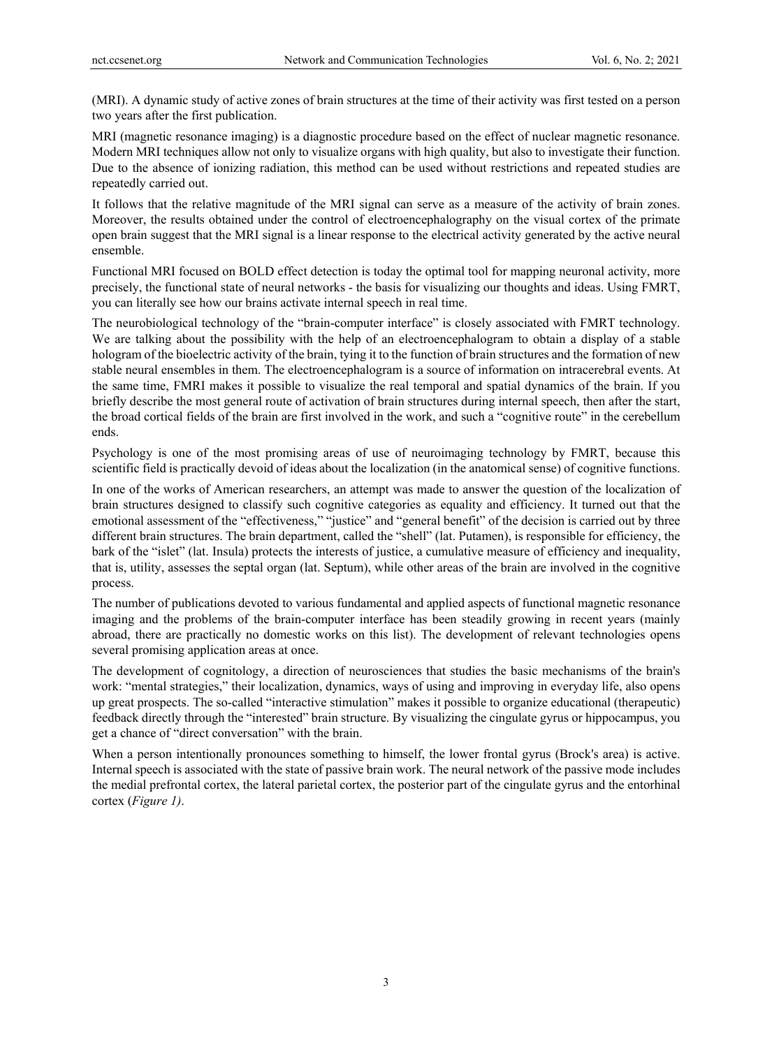(MRI). A dynamic study of active zones of brain structures at the time of their activity was first tested on a person two years after the first publication.

MRI (magnetic resonance imaging) is a diagnostic procedure based on the effect of nuclear magnetic resonance. Modern MRI techniques allow not only to visualize organs with high quality, but also to investigate their function. Due to the absence of ionizing radiation, this method can be used without restrictions and repeated studies are repeatedly carried out.

It follows that the relative magnitude of the MRI signal can serve as a measure of the activity of brain zones. Moreover, the results obtained under the control of electroencephalography on the visual cortex of the primate open brain suggest that the MRI signal is a linear response to the electrical activity generated by the active neural ensemble.

Functional MRI focused on BOLD effect detection is today the optimal tool for mapping neuronal activity, more precisely, the functional state of neural networks - the basis for visualizing our thoughts and ideas. Using FMRT, you can literally see how our brains activate internal speech in real time.

The neurobiological technology of the "brain-computer interface" is closely associated with FMRT technology. We are talking about the possibility with the help of an electroencephalogram to obtain a display of a stable hologram of the bioelectric activity of the brain, tying it to the function of brain structures and the formation of new stable neural ensembles in them. The electroencephalogram is a source of information on intracerebral events. At the same time, FMRI makes it possible to visualize the real temporal and spatial dynamics of the brain. If you briefly describe the most general route of activation of brain structures during internal speech, then after the start, the broad cortical fields of the brain are first involved in the work, and such a "cognitive route" in the cerebellum ends.

Psychology is one of the most promising areas of use of neuroimaging technology by FMRT, because this scientific field is practically devoid of ideas about the localization (in the anatomical sense) of cognitive functions.

In one of the works of American researchers, an attempt was made to answer the question of the localization of brain structures designed to classify such cognitive categories as equality and efficiency. It turned out that the emotional assessment of the "effectiveness," "justice" and "general benefit" of the decision is carried out by three different brain structures. The brain department, called the "shell" (lat. Putamen), is responsible for efficiency, the bark of the "islet" (lat. Insula) protects the interests of justice, a cumulative measure of efficiency and inequality, that is, utility, assesses the septal organ (lat. Septum), while other areas of the brain are involved in the cognitive process.

The number of publications devoted to various fundamental and applied aspects of functional magnetic resonance imaging and the problems of the brain-computer interface has been steadily growing in recent years (mainly abroad, there are practically no domestic works on this list). The development of relevant technologies opens several promising application areas at once.

The development of cognitology, a direction of neurosciences that studies the basic mechanisms of the brain's work: "mental strategies," their localization, dynamics, ways of using and improving in everyday life, also opens up great prospects. The so-called "interactive stimulation" makes it possible to organize educational (therapeutic) feedback directly through the "interested" brain structure. By visualizing the cingulate gyrus or hippocampus, you get a chance of "direct conversation" with the brain.

When a person intentionally pronounces something to himself, the lower frontal gyrus (Brock's area) is active. Internal speech is associated with the state of passive brain work. The neural network of the passive mode includes the medial prefrontal cortex, the lateral parietal cortex, the posterior part of the cingulate gyrus and the entorhinal cortex (*Figure 1)*.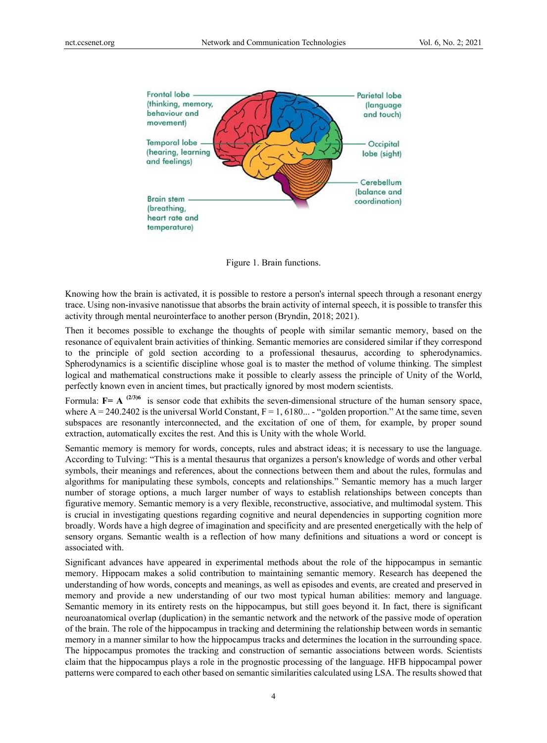Figure 1. Brain functions.

Knowing how the brain is activated, it is possible to restore a person's internal speech through a resonant energy trace. Using non-invasive nanotissue that absorbs the brain activity of internal speech, it is possible to transfer this activity through mental neurointerface to another person (Bryndin, 2018; 2021).

Then it becomes possible to exchange the thoughts of people with similar semantic memory, based on the resonance of equivalent brain activities of thinking. Semantic memories are considered similar if they correspond to the principle of gold section according to a professional thesaurus, according to spherodynamics. Spherodynamics is a scientific discipline whose goal is to master the method of volume thinking. The simplest logical and mathematical constructions make it possible to clearly assess the principle of Unity of the World, perfectly known even in ancient times, but practically ignored by most modern scientists.

Formula: $\mathbf{F= A}^{(2/3)6}$ is sensor code that exhibits the seven-dimensional structure of the human sensory space, where A = 240.2402 is the universal World Constant, F = 1, 6180... - "golden proportion." At the same time, seven subspaces are resonantly interconnected, and the excitation of one of them, for example, by proper sound extraction, automatically excites the rest. And this is Unity with the whole World.

Semantic memory is memory for words, concepts, rules and abstract ideas; it is necessary to use the language. According to Tulving: "This is a mental thesaurus that organizes a person's knowledge of words and other verbal symbols, their meanings and references, about the connections between them and about the rules, formulas and algorithms for manipulating these symbols, concepts and relationships." Semantic memory has a much larger number of storage options, a much larger number of ways to establish relationships between concepts than figurative memory. Semantic memory is a very flexible, reconstructive, associative, and multimodal system. This is crucial in investigating questions regarding cognitive and neural dependencies in supporting cognition more broadly. Words have a high degree of imagination and specificity and are presented energetically with the help of sensory organs. Semantic wealth is a reflection of how many definitions and situations a word or concept is associated with.

Significant advances have appeared in experimental methods about the role of the hippocampus in semantic memory. Hippocam makes a solid contribution to maintaining semantic memory. Research has deepened the understanding of how words, concepts and meanings, as well as episodes and events, are created and preserved in memory and provide a new understanding of our two most typical human abilities: memory and language. Semantic memory in its entirety rests on the hippocampus, but still goes beyond it. In fact, there is significant neuroanatomical overlap (duplication) in the semantic network and the network of the passive mode of operation of the brain. The role of the hippocampus in tracking and determining the relationship between words in semantic memory in a manner similar to how the hippocampus tracks and determines the location in the surrounding space. The hippocampus promotes the tracking and construction of semantic associations between words. Scientists claim that the hippocampus plays a role in the prognostic processing of the language. HFB hippocampal power patterns were compared to each other based on semantic similarities calculated using LSA. The results showed that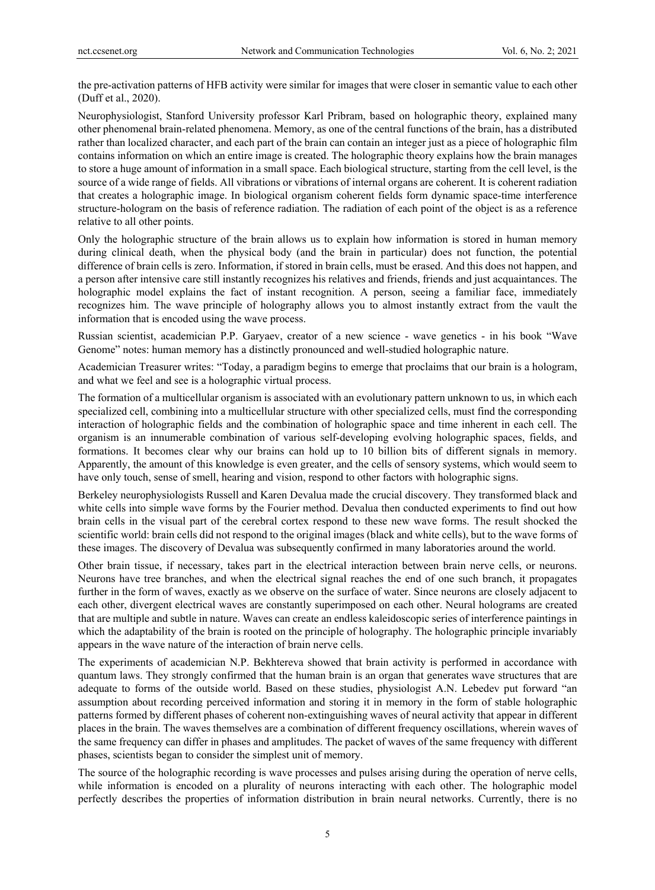the pre-activation patterns of HFB activity were similar for images that were closer in semantic value to each other (Duff et al., 2020).

Neurophysiologist, Stanford University professor Karl Pribram, based on holographic theory, explained many other phenomenal brain-related phenomena. Memory, as one of the central functions of the brain, has a distributed rather than localized character, and each part of the brain can contain an integer just as a piece of holographic film contains information on which an entire image is created. The holographic theory explains how the brain manages to store a huge amount of information in a small space. Each biological structure, starting from the cell level, is the source of a wide range of fields. All vibrations or vibrations of internal organs are coherent. It is coherent radiation that creates a holographic image. In biological organism coherent fields form dynamic space-time interference structure-hologram on the basis of reference radiation. The radiation of each point of the object is as a reference relative to all other points.

Only the holographic structure of the brain allows us to explain how information is stored in human memory during clinical death, when the physical body (and the brain in particular) does not function, the potential difference of brain cells is zero. Information, if stored in brain cells, must be erased. And this does not happen, and a person after intensive care still instantly recognizes his relatives and friends, friends and just acquaintances. The holographic model explains the fact of instant recognition. A person, seeing a familiar face, immediately recognizes him. The wave principle of holography allows you to almost instantly extract from the vault the information that is encoded using the wave process.

Russian scientist, academician P.P. Garyaev, creator of a new science - wave genetics - in his book "Wave Genome" notes: human memory has a distinctly pronounced and well-studied holographic nature.

Academician Treasurer writes: "Today, a paradigm begins to emerge that proclaims that our brain is a hologram, and what we feel and see is a holographic virtual process.

The formation of a multicellular organism is associated with an evolutionary pattern unknown to us, in which each specialized cell, combining into a multicellular structure with other specialized cells, must find the corresponding interaction of holographic fields and the combination of holographic space and time inherent in each cell. The organism is an innumerable combination of various self-developing evolving holographic spaces, fields, and formations. It becomes clear why our brains can hold up to 10 billion bits of different signals in memory. Apparently, the amount of this knowledge is even greater, and the cells of sensory systems, which would seem to have only touch, sense of smell, hearing and vision, respond to other factors with holographic signs.

Berkeley neurophysiologists Russell and Karen Devalua made the crucial discovery. They transformed black and white cells into simple wave forms by the Fourier method. Devalua then conducted experiments to find out how brain cells in the visual part of the cerebral cortex respond to these new wave forms. The result shocked the scientific world: brain cells did not respond to the original images (black and white cells), but to the wave forms of these images. The discovery of Devalua was subsequently confirmed in many laboratories around the world.

Other brain tissue, if necessary, takes part in the electrical interaction between brain nerve cells, or neurons. Neurons have tree branches, and when the electrical signal reaches the end of one such branch, it propagates further in the form of waves, exactly as we observe on the surface of water. Since neurons are closely adjacent to each other, divergent electrical waves are constantly superimposed on each other. Neural holograms are created that are multiple and subtle in nature. Waves can create an endless kaleidoscopic series of interference paintings in which the adaptability of the brain is rooted on the principle of holography. The holographic principle invariably appears in the wave nature of the interaction of brain nerve cells.

The experiments of academician N.P. Bekhtereva showed that brain activity is performed in accordance with quantum laws. They strongly confirmed that the human brain is an organ that generates wave structures that are adequate to forms of the outside world. Based on these studies, physiologist A.N. Lebedev put forward "an assumption about recording perceived information and storing it in memory in the form of stable holographic patterns formed by different phases of coherent non-extinguishing waves of neural activity that appear in different places in the brain. The waves themselves are a combination of different frequency oscillations, wherein waves of the same frequency can differ in phases and amplitudes. The packet of waves of the same frequency with different phases, scientists began to consider the simplest unit of memory.

The source of the holographic recording is wave processes and pulses arising during the operation of nerve cells, while information is encoded on a plurality of neurons interacting with each other. The holographic model perfectly describes the properties of information distribution in brain neural networks. Currently, there is no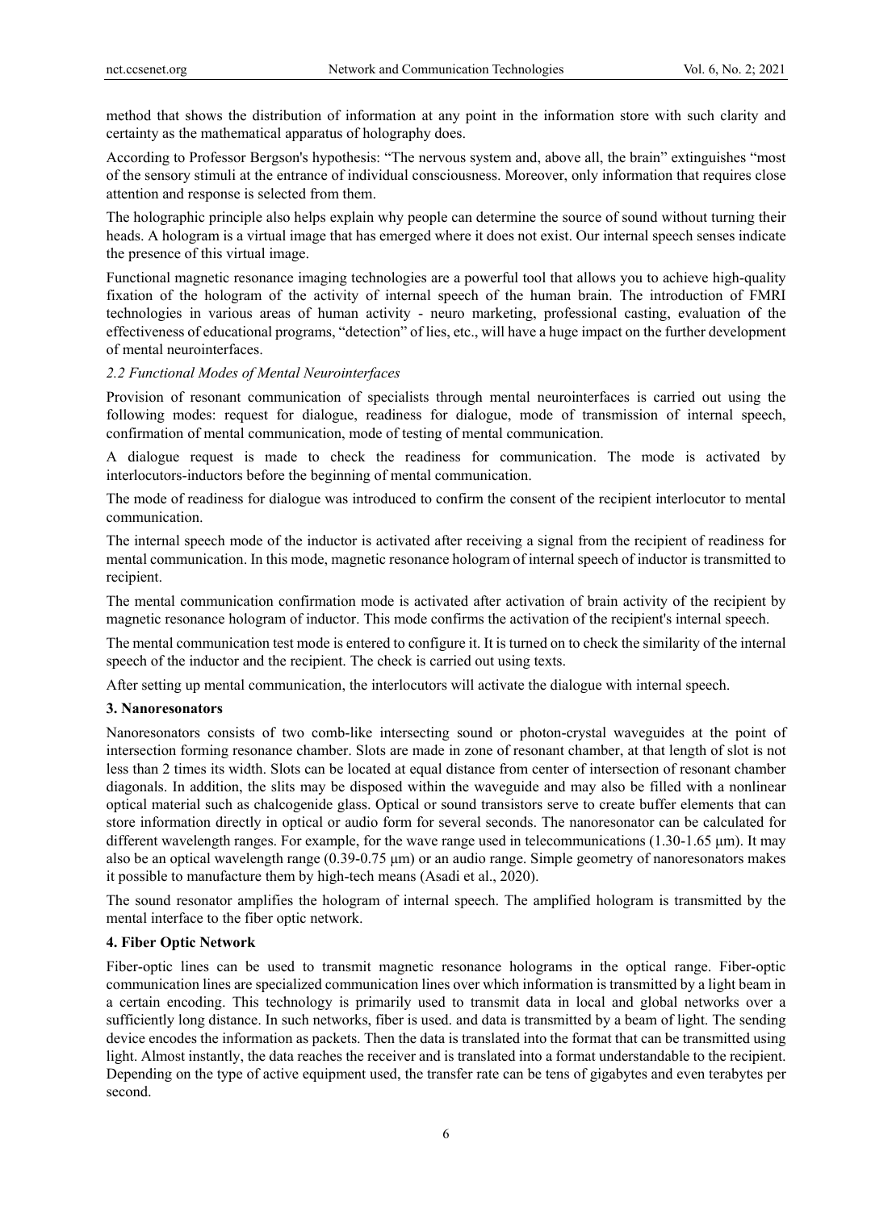method that shows the distribution of information at any point in the information store with such clarity and certainty as the mathematical apparatus of holography does.

According to Professor Bergson's hypothesis: "The nervous system and, above all, the brain" extinguishes "most of the sensory stimuli at the entrance of individual consciousness. Moreover, only information that requires close attention and response is selected from them.

The holographic principle also helps explain why people can determine the source of sound without turning their heads. A hologram is a virtual image that has emerged where it does not exist. Our internal speech senses indicate the presence of this virtual image.

Functional magnetic resonance imaging technologies are a powerful tool that allows you to achieve high-quality fixation of the hologram of the activity of internal speech of the human brain. The introduction of FMRI technologies in various areas of human activity - neuro marketing, professional casting, evaluation of the effectiveness of educational programs, "detection" of lies, etc., will have a huge impact on the further development of mental neurointerfaces.

### *2.2 Functional Modes of Mental Neurointerfaces*

Provision of resonant communication of specialists through mental neurointerfaces is carried out using the following modes: request for dialogue, readiness for dialogue, mode of transmission of internal speech, confirmation of mental communication, mode of testing of mental communication.

A dialogue request is made to check the readiness for communication. The mode is activated by interlocutors-inductors before the beginning of mental communication.

The mode of readiness for dialogue was introduced to confirm the consent of the recipient interlocutor to mental communication.

The internal speech mode of the inductor is activated after receiving a signal from the recipient of readiness for mental communication. In this mode, magnetic resonance hologram of internal speech of inductor is transmitted to recipient.

The mental communication confirmation mode is activated after activation of brain activity of the recipient by magnetic resonance hologram of inductor. This mode confirms the activation of the recipient's internal speech.

The mental communication test mode is entered to configure it. It is turned on to check the similarity of the internal speech of the inductor and the recipient. The check is carried out using texts.

After setting up mental communication, the interlocutors will activate the dialogue with internal speech.

## 3. Nanoresonators

Nanoresonators consists of two comb-like intersecting sound or photon-crystal waveguides at the point of intersection forming resonance chamber. Slots are made in zone of resonant chamber, at that length of slot is not less than 2 times its width. Slots can be located at equal distance from center of intersection of resonant chamber diagonals. In addition, the slits may be disposed within the waveguide and may also be filled with a nonlinear optical material such as chalcogenide glass. Optical or sound transistors serve to create buffer elements that can store information directly in optical or audio form for several seconds. The nanoresonator can be calculated for different wavelength ranges. For example, for the wave range used in telecommunications (1.30-1.65 μm). It may also be an optical wavelength range (0.39-0.75 μm) or an audio range. Simple geometry of nanoresonators makes it possible to manufacture them by high-tech means (Asadi et al., 2020).

The sound resonator amplifies the hologram of internal speech. The amplified hologram is transmitted by the mental interface to the fiber optic network.

## 4. Fiber Optic Network

Fiber-optic lines can be used to transmit magnetic resonance holograms in the optical range. Fiber-optic communication lines are specialized communication lines over which information is transmitted by a light beam in a certain encoding. This technology is primarily used to transmit data in local and global networks over a sufficiently long distance. In such networks, fiber is used. and data is transmitted by a beam of light. The sending device encodes the information as packets. Then the data is translated into the format that can be transmitted using light. Almost instantly, the data reaches the receiver and is translated into a format understandable to the recipient. Depending on the type of active equipment used, the transfer rate can be tens of gigabytes and even terabytes per second.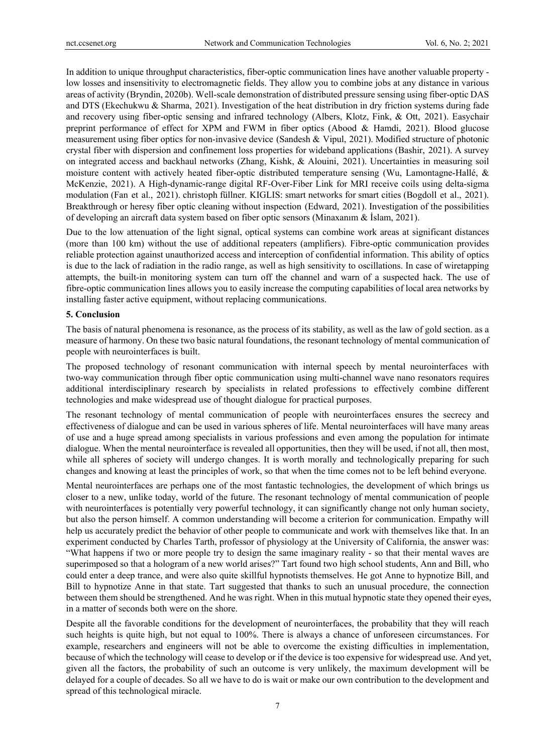In addition to unique throughput characteristics, fiber-optic communication lines have another valuable property - low losses and insensitivity to electromagnetic fields. They allow you to combine jobs at any distance in various areas of activity (Bryndin, 2020b). Well-scale demonstration of distributed pressure sensing using fiber-optic DAS and DTS (Ekechukwu & Sharma, 2021). Investigation of the heat distribution in dry friction systems during fade and recovery using fiber-optic sensing and infrared technology (Albers, Klotz, Fink, & Ott, 2021). Easychair preprint performance of effect for XPM and FWM in fiber optics (Abood & Hamdi, 2021). Blood glucose measurement using fiber optics for non-invasive device (Sandesh & Vipul, 2021). Modified structure of photonic crystal fiber with dispersion and confinement loss properties for wideband applications (Bashir, 2021). A survey on integrated access and backhaul networks (Zhang, Kishk, & Alouini, 2021). Uncertainties in measuring soil moisture content with actively heated fiber-optic distributed temperature sensing (Wu, Lamontagne-Hallé, & McKenzie, 2021). A High-dynamic-range digital RF-Over-Fiber Link for MRI receive coils using delta-sigma modulation (Fan et al., 2021). christoph füllner. KIGLIS: smart networks for smart cities (Bogdoll et al., 2021). Breakthrough or heresy fiber optic cleaning without inspection (Edward, 2021). Investigation of the possibilities of developing an aircraft data system based on fiber optic sensors (Minaxanım & İslam, 2021).

Due to the low attenuation of the light signal, optical systems can combine work areas at significant distances (more than 100 km) without the use of additional repeaters (amplifiers). Fibre-optic communication provides reliable protection against unauthorized access and interception of confidential information. This ability of optics is due to the lack of radiation in the radio range, as well as high sensitivity to oscillations. In case of wiretapping attempts, the built-in monitoring system can turn off the channel and warn of a suspected hack. The use of fibre-optic communication lines allows you to easily increase the computing capabilities of local area networks by installing faster active equipment, without replacing communications.

## 5. Conclusion

The basis of natural phenomena is resonance, as the process of its stability, as well as the law of gold section. as a measure of harmony. On these two basic natural foundations, the resonant technology of mental communication of people with neurointerfaces is built.

The proposed technology of resonant communication with internal speech by mental neurointerfaces with two-way communication through fiber optic communication using multi-channel wave nano resonators requires additional interdisciplinary research by specialists in related professions to effectively combine different technologies and make widespread use of thought dialogue for practical purposes.

The resonant technology of mental communication of people with neurointerfaces ensures the secrecy and effectiveness of dialogue and can be used in various spheres of life. Mental neurointerfaces will have many areas of use and a huge spread among specialists in various professions and even among the population for intimate dialogue. When the mental neurointerface is revealed all opportunities, then they will be used, if not all, then most, while all spheres of society will undergo changes. It is worth morally and technologically preparing for such changes and knowing at least the principles of work, so that when the time comes not to be left behind everyone.

Mental neurointerfaces are perhaps one of the most fantastic technologies, the development of which brings us closer to a new, unlike today, world of the future. The resonant technology of mental communication of people with neurointerfaces is potentially very powerful technology, it can significantly change not only human society, but also the person himself. A common understanding will become a criterion for communication. Empathy will help us accurately predict the behavior of other people to communicate and work with themselves like that. In an experiment conducted by Charles Tarth, professor of physiology at the University of California, the answer was: "What happens if two or more people try to design the same imaginary reality - so that their mental waves are superimposed so that a hologram of a new world arises?" Tart found two high school students, Ann and Bill, who could enter a deep trance, and were also quite skillful hypnotists themselves. He got Anne to hypnotize Bill, and Bill to hypnotize Anne in that state. Tart suggested that thanks to such an unusual procedure, the connection between them should be strengthened. And he was right. When in this mutual hypnotic state they opened their eyes, in a matter of seconds both were on the shore.

Despite all the favorable conditions for the development of neurointerfaces, the probability that they will reach such heights is quite high, but not equal to 100%. There is always a chance of unforeseen circumstances. For example, researchers and engineers will not be able to overcome the existing difficulties in implementation, because of which the technology will cease to develop or if the device is too expensive for widespread use. And yet, given all the factors, the probability of such an outcome is very unlikely, the maximum development will be delayed for a couple of decades. So all we have to do is wait or make our own contribution to the development and spread of this technological miracle.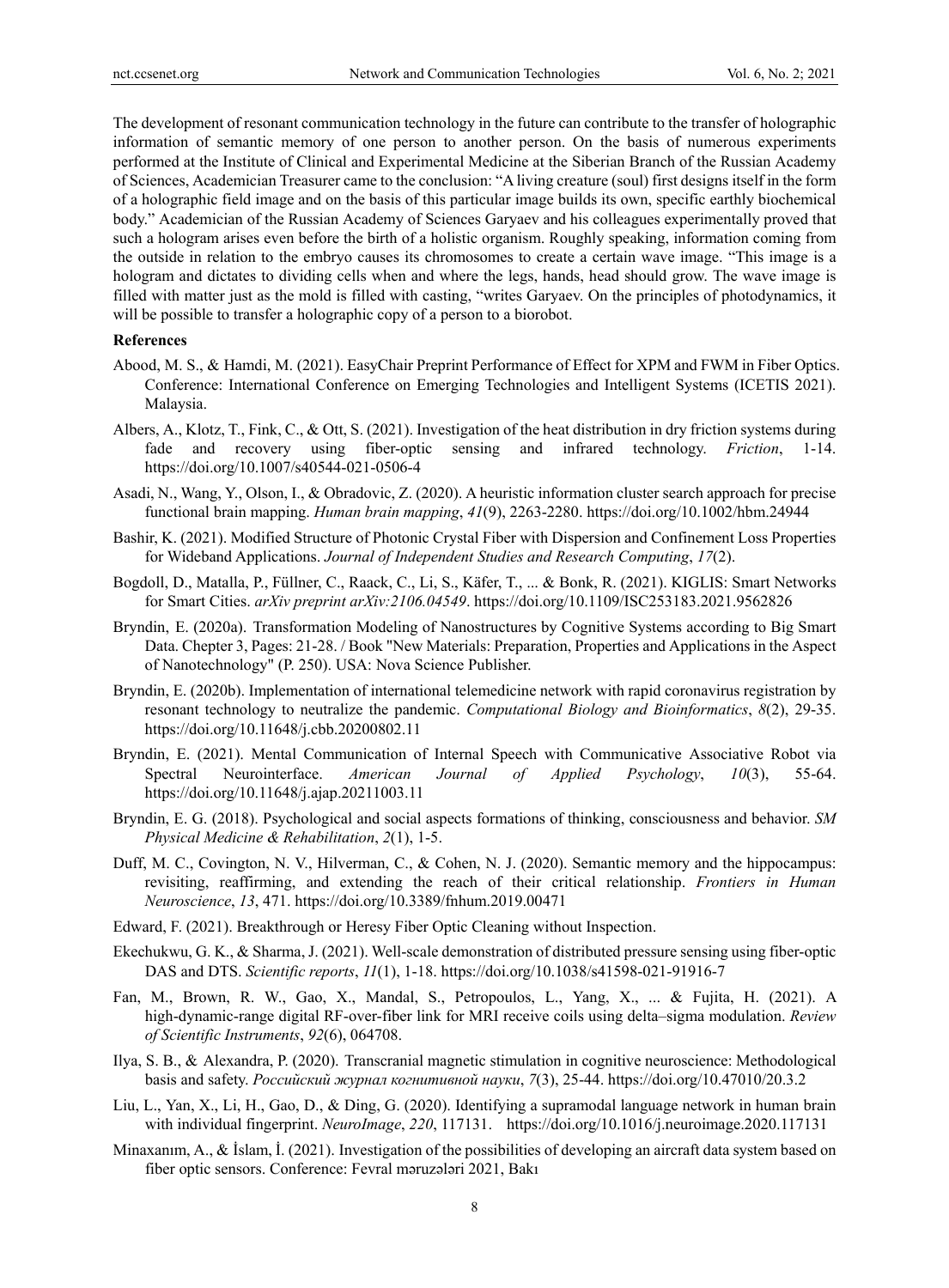The development of resonant communication technology in the future can contribute to the transfer of holographic information of semantic memory of one person to another person. On the basis of numerous experiments performed at the Institute of Clinical and Experimental Medicine at the Siberian Branch of the Russian Academy of Sciences, Academician Treasurer came to the conclusion: "A living creature (soul) first designs itself in the form of a holographic field image and on the basis of this particular image builds its own, specific earthly biochemical body." Academician of the Russian Academy of Sciences Garyaev and his colleagues experimentally proved that such a hologram arises even before the birth of a holistic organism. Roughly speaking, information coming from the outside in relation to the embryo causes its chromosomes to create a certain wave image. "This image is a hologram and dictates to dividing cells when and where the legs, hands, head should grow. The wave image is filled with matter just as the mold is filled with casting, "writes Garyaev. On the principles of photodynamics, it will be possible to transfer a holographic copy of a person to a biorobot.

## References

Abood, M. S., & Hamdi, M. (2021). EasyChair Preprint Performance of Effect for XPM and FWM in Fiber Optics. Conference: International Conference on Emerging Technologies and Intelligent Systems (ICETIS 2021). Malaysia.

Albers, A., Klotz, T., Fink, C., & Ott, S. (2021). Investigation of the heat distribution in dry friction systems during fade and recovery using fiber-optic sensing and infrared technology. *Friction*, 1-14. https://doi.org/10.1007/s40544-021-0506-4

Asadi, N., Wang, Y., Olson, I., & Obradovic, Z. (2020). A heuristic information cluster search approach for precise functional brain mapping. *Human brain mapping*, *41*(9), 2263-2280. https://doi.org/10.1002/hbm.24944

Bashir, K. (2021). Modified Structure of Photonic Crystal Fiber with Dispersion and Confinement Loss Properties for Wideband Applications. *Journal of Independent Studies and Research Computing*, *17*(2).

Bogdoll, D., Matalla, P., Füllner, C., Raack, C., Li, S., Käfer, T., ... & Bonk, R. (2021). KIGLIS: Smart Networks for Smart Cities. *arXiv preprint arXiv:2106.04549*. https://doi.org/10.1109/ISC253183.2021.9562826

Bryndin, E. (2020a). Transformation Modeling of Nanostructures by Cognitive Systems according to Big Smart Data. Chepter 3, Pages: 21-28. / Book "New Materials: Preparation, Properties and Applications in the Aspect of Nanotechnology" (P. 250). USA: Nova Science Publisher.

Bryndin, E. (2020b). Implementation of international telemedicine network with rapid coronavirus registration by resonant technology to neutralize the pandemic. *Computational Biology and Bioinformatics*, *8*(2), 29-35. https://doi.org/10.11648/j.cbb.20200802.11

Bryndin, E. (2021). Mental Communication of Internal Speech with Communicative Associative Robot via Spectral Neurointerface. *American Journal of Applied Psychology*, *10*(3), 55-64. https://doi.org/10.11648/j.ajap.20211003.11

Bryndin, E. G. (2018). Psychological and social aspects formations of thinking, consciousness and behavior. *SM Physical Medicine & Rehabilitation*, *2*(1), 1-5.

Duff, M. C., Covington, N. V., Hilverman, C., & Cohen, N. J. (2020). Semantic memory and the hippocampus: revisiting, reaffirming, and extending the reach of their critical relationship. *Frontiers in Human Neuroscience*, *13*, 471. https://doi.org/10.3389/fnhum.2019.00471

Edward, F. (2021). Breakthrough or Heresy Fiber Optic Cleaning without Inspection.

Ekechukwu, G. K., & Sharma, J. (2021). Well-scale demonstration of distributed pressure sensing using fiber-optic DAS and DTS. *Scientific reports*, *11*(1), 1-18. https://doi.org/10.1038/s41598-021-91916-7

Fan, M., Brown, R. W., Gao, X., Mandal, S., Petropoulos, L., Yang, X., ... & Fujita, H. (2021). A high-dynamic-range digital RF-over-fiber link for MRI receive coils using delta–sigma modulation. *Review of Scientific Instruments*, *92*(6), 064708.

Ilya, S. B., & Alexandra, P. (2020). Transcranial magnetic stimulation in cognitive neuroscience: Methodological basis and safety. *Российский журнал когнитивной науки*, *7*(3), 25-44. https://doi.org/10.47010/20.3.2

Liu, L., Yan, X., Li, H., Gao, D., & Ding, G. (2020). Identifying a supramodal language network in human brain with individual fingerprint. *NeuroImage*, *220*, 117131. https://doi.org/10.1016/j.neuroimage.2020.117131

Minaxanım, A., & İslam, İ. (2021). Investigation of the possibilities of developing an aircraft data system based on fiber optic sensors. Conference: Fevral məruzələri 2021, Bakı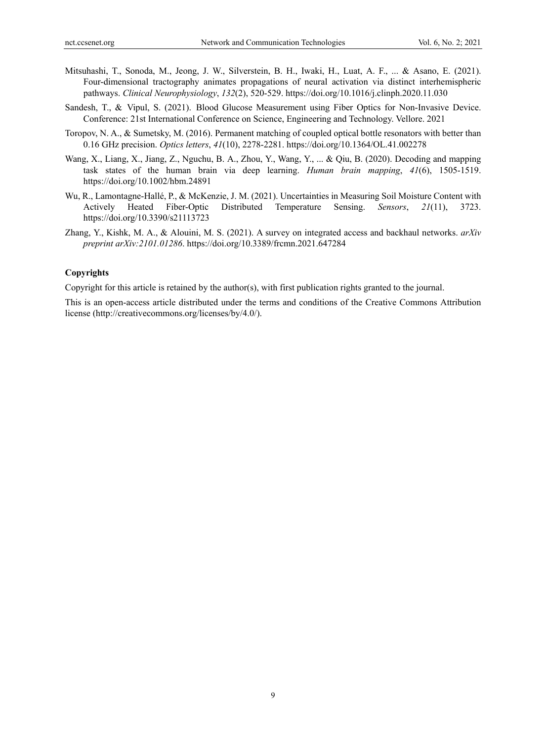Mitsuhashi, T., Sonoda, M., Jeong, J. W., Silverstein, B. H., Iwaki, H., Luat, A. F., ... & Asano, E. (2021). Four-dimensional tractography animates propagations of neural activation via distinct interhemispheric pathways. *Clinical Neurophysiology*, *132*(2), 520-529. https://doi.org/10.1016/j.clinph.2020.11.030

Sandesh, T., & Vipul, S. (2021). Blood Glucose Measurement using Fiber Optics for Non-Invasive Device. Conference: 21st International Conference on Science, Engineering and Technology. Vellore. 2021

Toropov, N. A., & Sumetsky, M. (2016). Permanent matching of coupled optical bottle resonators with better than 0.16 GHz precision. *Optics letters*, *41*(10), 2278-2281. https://doi.org/10.1364/OL.41.002278

Wang, X., Liang, X., Jiang, Z., Nguchu, B. A., Zhou, Y., Wang, Y., ... & Qiu, B. (2020). Decoding and mapping task states of the human brain via deep learning. *Human brain mapping*, *41*(6), 1505-1519. https://doi.org/10.1002/hbm.24891

Wu, R., Lamontagne-Hallé, P., & McKenzie, J. M. (2021). Uncertainties in Measuring Soil Moisture Content with Actively Heated Fiber-Optic Distributed Temperature Sensing. *Sensors*, *21*(11), 3723. https://doi.org/10.3390/s21113723

Zhang, Y., Kishk, M. A., & Alouini, M. S. (2021). A survey on integrated access and backhaul networks. *arXiv preprint arXiv:2101.01286*. https://doi.org/10.3389/frcmn.2021.647284

**Copyrights**

Copyright for this article is retained by the author(s), with first publication rights granted to the journal.

This is an open-access article distributed under the terms and conditions of the Creative Commons Attribution license (http://creativecommons.org/licenses/by/4.0/).